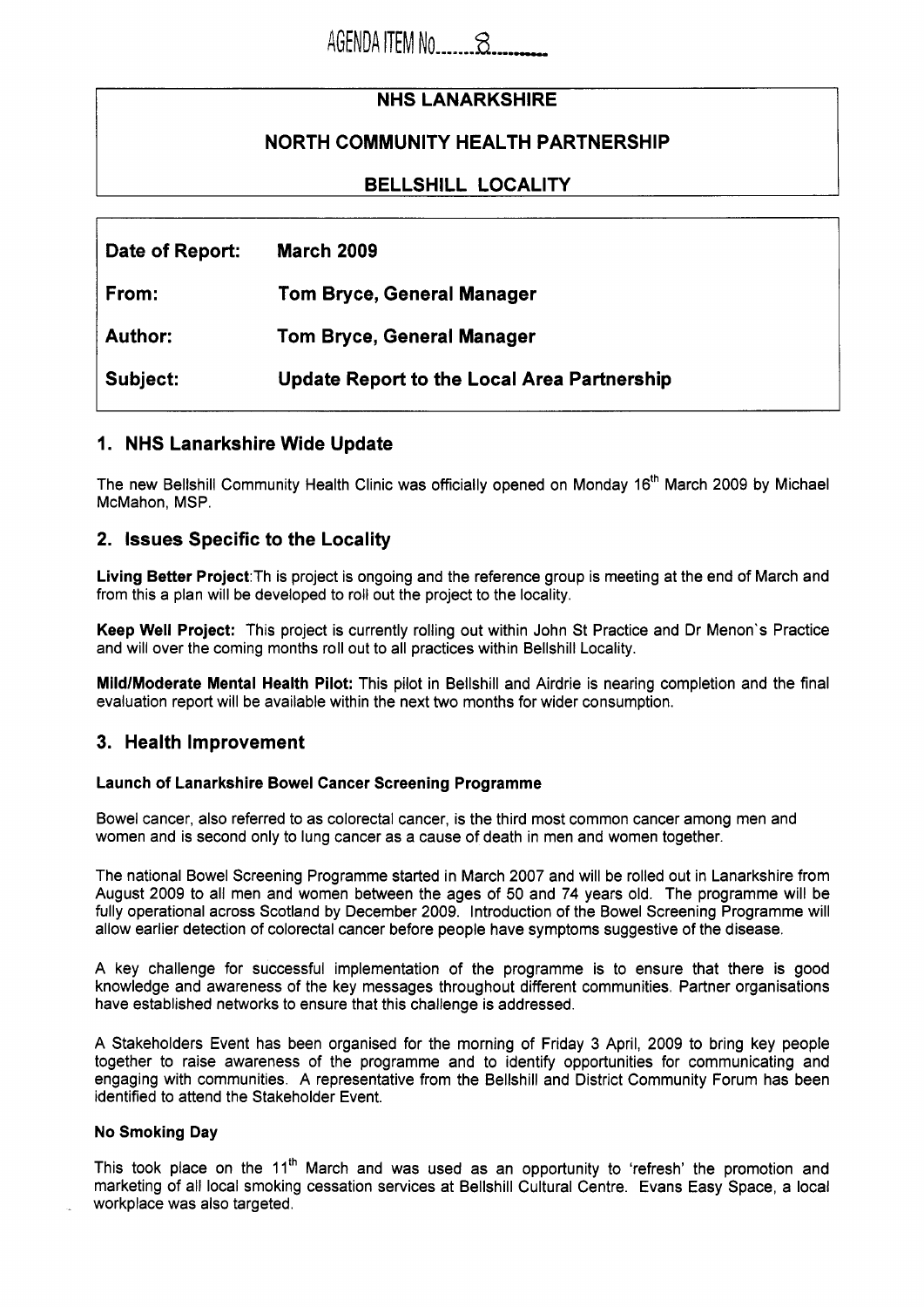AGENDA ITEM No 8

| NHS LANARKSHIRE |
|---|
| NORTH COMMUNITY HEALTH PARTNERSHIP |
| BELLSHILL LOCALITY |

| | |
|---|---|
| **Date of Report:** | **March 2009** |
| **From:** | **Tom Bryce, General Manager** |
| **Author:** | **Tom Bryce, General Manager** |
| **Subject:** | **Update Report to the Local Area Partnership** |

## 1. NHS Lanarkshire Wide Update

The new Bellshill Community Health Clinic was officially opened on Monday 16th March 2009 by Michael McMahon, MSP.

## 2. Issues Specific to the Locality

**Living Better Project**:Th is project is ongoing and the reference group is meeting at the end of March and from this a plan will be developed to roll out the project to the locality.

**Keep Well Project:** This project is currently rolling out within John St Practice and Dr Menon's Practice and will over the coming months roll out to all practices within Bellshill Locality.

**Mild/Moderate Mental Health Pilot:** This pilot in Bellshill and Airdrie is nearing completion and the final evaluation report will be available within the next two months for wider consumption.

## 3. Health Improvement

### Launch of Lanarkshire Bowel Cancer Screening Programme

Bowel cancer, also referred to as colorectal cancer, is the third most common cancer among men and women and is second only to lung cancer as a cause of death in men and women together.

The national Bowel Screening Programme started in March 2007 and will be rolled out in Lanarkshire from August 2009 to all men and women between the ages of 50 and 74 years old. The programme will be fully operational across Scotland by December 2009. Introduction of the Bowel Screening Programme will allow earlier detection of colorectal cancer before people have symptoms suggestive of the disease.

A key challenge for successful implementation of the programme is to ensure that there is good knowledge and awareness of the key messages throughout different communities. Partner organisations have established networks to ensure that this challenge is addressed.

A Stakeholders Event has been organised for the morning of Friday 3 April, 2009 to bring key people together to raise awareness of the programme and to identify opportunities for communicating and engaging with communities. A representative from the Bellshill and District Community Forum has been identified to attend the Stakeholder Event.

### No Smoking Day

This took place on the 11th March and was used as an opportunity to 'refresh' the promotion and marketing of all local smoking cessation services at Bellshill Cultural Centre. Evans Easy Space, a local workplace was also targeted.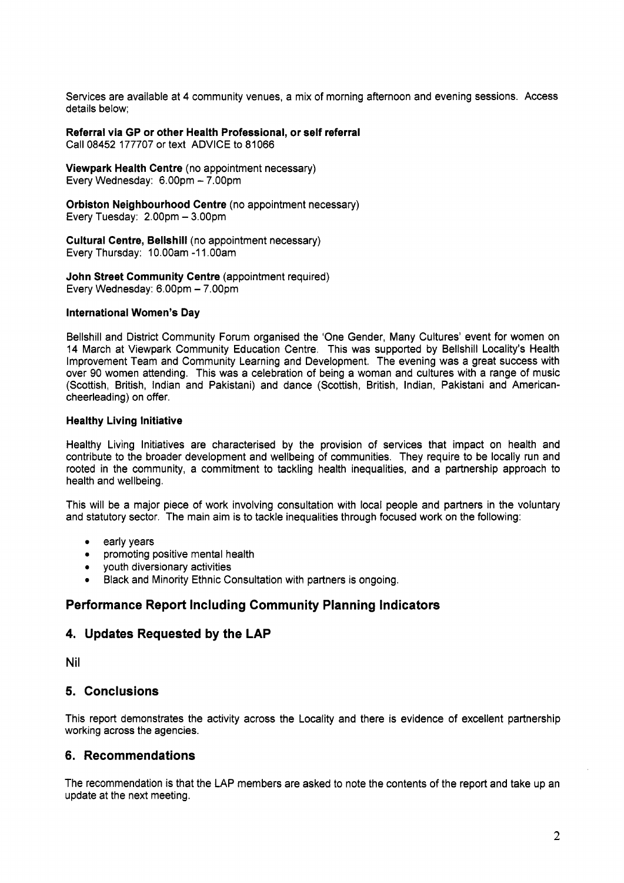Services are available at 4 community venues, a mix of morning afternoon and evening sessions. Access details below;

**Referral via GP or other Health Professional, or self referral**
Call 08452 177707 or text ADVICE to 81066

**Viewpark Health Centre** (no appointment necessary)
Every Wednesday: 6.00pm – 7.00pm

**Orbiston Neighbourhood Centre** (no appointment necessary)
Every Tuesday: 2.00pm – 3.00pm

**Cultural Centre, Bellshill** (no appointment necessary)
Every Thursday: 10.00am -11.00am

**John Street Community Centre** (appointment required)
Every Wednesday: 6.00pm – 7.00pm

**International Women's Day**

Bellshill and District Community Forum organised the 'One Gender, Many Cultures' event for women on 14 March at Viewpark Community Education Centre. This was supported by Bellshill Locality's Health Improvement Team and Community Learning and Development. The evening was a great success with over 90 women attending. This was a celebration of being a woman and cultures with a range of music (Scottish, British, Indian and Pakistani) and dance (Scottish, British, Indian, Pakistani and American-cheerleading) on offer.

**Healthy Living Initiative**

Healthy Living Initiatives are characterised by the provision of services that impact on health and contribute to the broader development and wellbeing of communities. They require to be locally run and rooted in the community, a commitment to tackling health inequalities, and a partnership approach to health and wellbeing.

This will be a major piece of work involving consultation with local people and partners in the voluntary and statutory sector. The main aim is to tackle inequalities through focused work on the following:

- early years
- promoting positive mental health
- youth diversionary activities
- Black and Minority Ethnic Consultation with partners is ongoing.

## Performance Report Including Community Planning Indicators

## 4. Updates Requested by the LAP

Nil

## 5. Conclusions

This report demonstrates the activity across the Locality and there is evidence of excellent partnership working across the agencies.

## 6. Recommendations

The recommendation is that the LAP members are asked to note the contents of the report and take up an update at the next meeting.